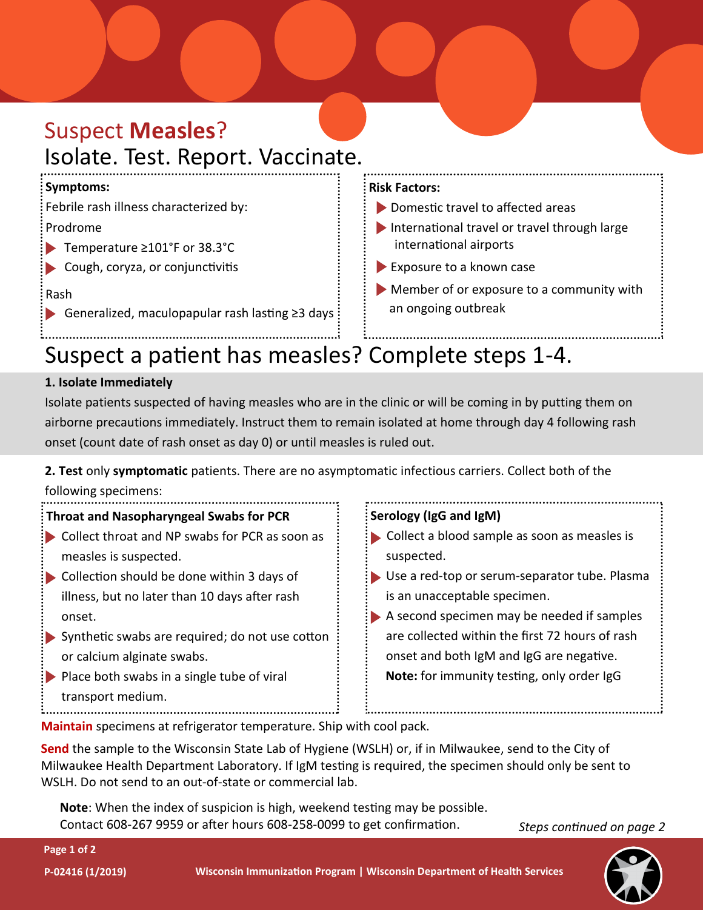# Suspect **Measles**?

# Isolate. Test. Report. Vaccinate.

**Symptoms:**

Febrile rash illness characterized by:

Prodrome

- Temperature ≥101°F or 38.3°C
- Cough, coryza, or conjunctivitis

Rash

- Generalized, maculopapular rash lasting ≥3 days

**Risk Factors:**

- Domestic travel to affected areas
- International travel or travel through large international airports
- Exposure to a known case
- Member of or exposure to a community with an ongoing outbreak

## Suspect a patient has measles? Complete steps 1-4.

**1. Isolate Immediately**

Isolate patients suspected of having measles who are in the clinic or will be coming in by putting them on airborne precautions immediately. Instruct them to remain isolated at home through day 4 following rash onset (count date of rash onset as day 0) or until measles is ruled out.

**2. Test** only **symptomatic** patients. There are no asymptomatic infectious carriers. Collect both of the following specimens:

**Throat and Nasopharyngeal Swabs for PCR**

- Collect throat and NP swabs for PCR as soon as measles is suspected.
- Collection should be done within 3 days of illness, but no later than 10 days after rash onset.
- Synthetic swabs are required; do not use cotton or calcium alginate swabs.
- Place both swabs in a single tube of viral transport medium.

**Serology (IgG and IgM)**

- Collect a blood sample as soon as measles is suspected.
- Use a red-top or serum-separator tube. Plasma is an unacceptable specimen.
- A second specimen may be needed if samples are collected within the first 72 hours of rash onset and both IgM and IgG are negative.

  **Note:** for immunity testing, only order IgG

**Maintain** specimens at refrigerator temperature. Ship with cool pack.

**Send** the sample to the Wisconsin State Lab of Hygiene (WSLH) or, if in Milwaukee, send to the City of Milwaukee Health Department Laboratory. If IgM testing is required, the specimen should only be sent to WSLH. Do not send to an out-of-state or commercial lab.

**Note**: When the index of suspicion is high, weekend testing may be possible. Contact 608-267 9959 or after hours 608-258-0099 to get confirmation.

*Steps continued on page 2*

P-02416 (1/2019)

Wisconsin Immunization Program | Wisconsin Department of Health Services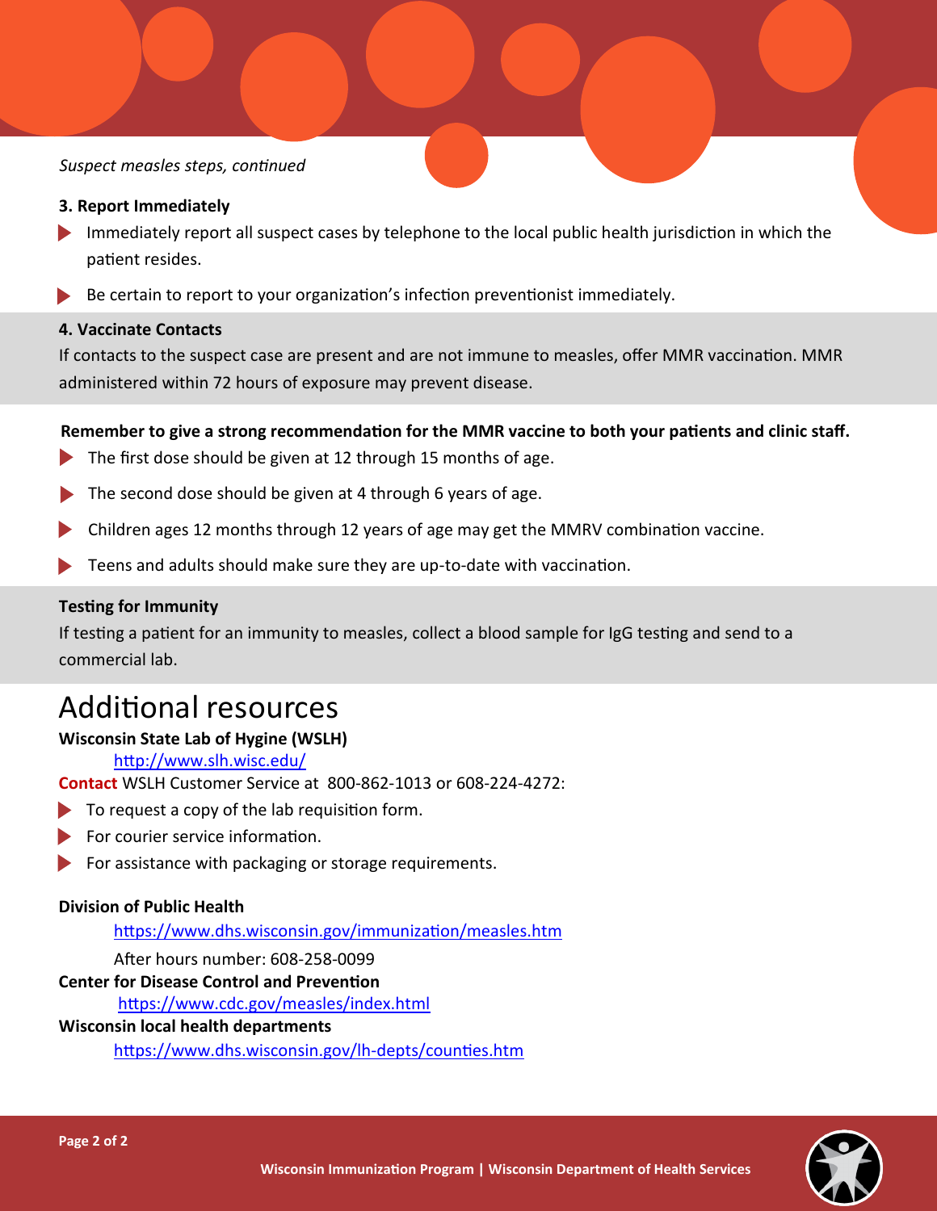*Suspect measles steps, continued*

**3. Report Immediately**

- Immediately report all suspect cases by telephone to the local public health jurisdiction in which the patient resides.
- Be certain to report to your organization's infection preventionist immediately.

**4. Vaccinate Contacts**

If contacts to the suspect case are present and are not immune to measles, offer MMR vaccination. MMR administered within 72 hours of exposure may prevent disease.

**Remember to give a strong recommendation for the MMR vaccine to both your patients and clinic staff.**

- The first dose should be given at 12 through 15 months of age.
- The second dose should be given at 4 through 6 years of age.
- Children ages 12 months through 12 years of age may get the MMRV combination vaccine.
- Teens and adults should make sure they are up-to-date with vaccination.

**Testing for Immunity**

If testing a patient for an immunity to measles, collect a blood sample for IgG testing and send to a commercial lab.

# Additional resources

**Wisconsin State Lab of Hygine (WSLH)**

http://www.slh.wisc.edu/

**Contact** WSLH Customer Service at 800-862-1013 or 608-224-4272:

- To request a copy of the lab requisition form.
- For courier service information.
- For assistance with packaging or storage requirements.

**Division of Public Health**

https://www.dhs.wisconsin.gov/immunization/measles.htm

After hours number: 608-258-0099

**Center for Disease Control and Prevention**

https://www.cdc.gov/measles/index.html

**Wisconsin local health departments**

https://www.dhs.wisconsin.gov/lh-depts/counties.htm

**Wisconsin Immunization Program | Wisconsin Department of Health Services**